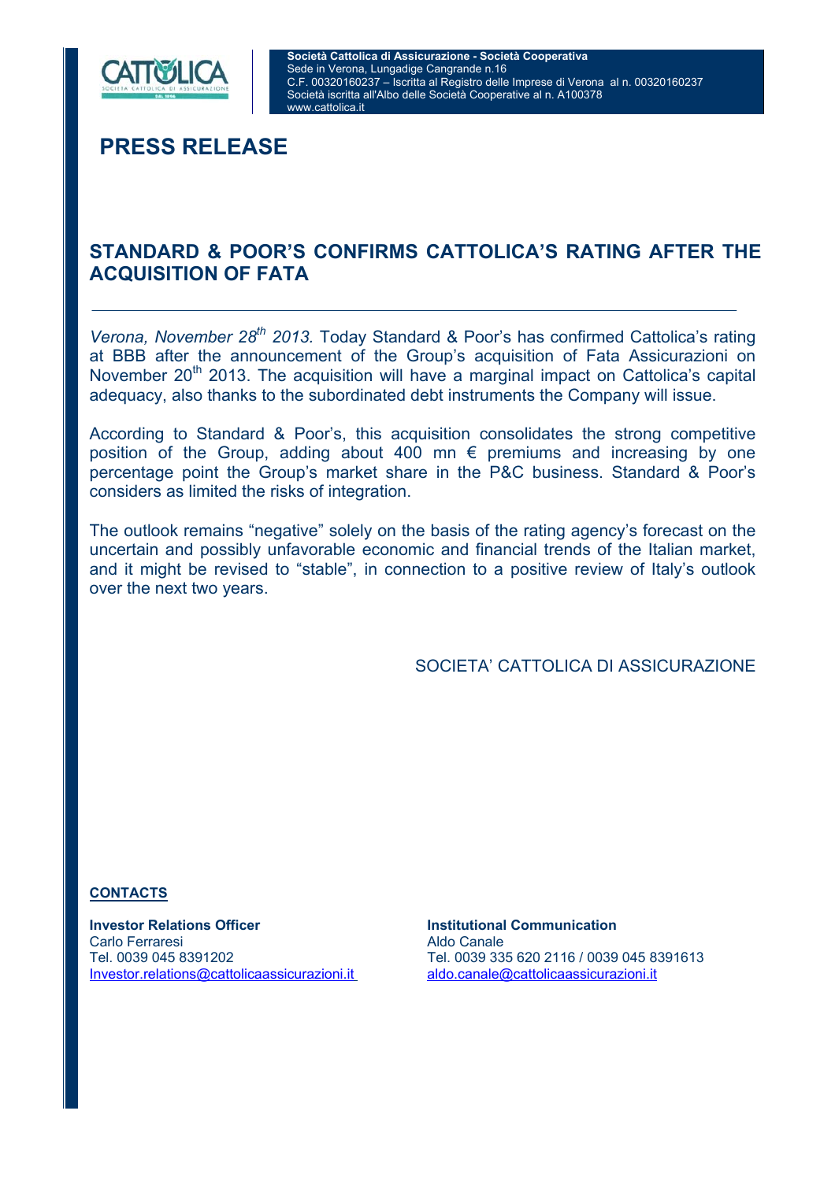**Società Cattolica di Assicurazione - Società Cooperativa**
Sede in Verona, Lungadige Cangrande n.16
C.F. 00320160237 – Iscritta al Registro delle Imprese di Verona al n. 00320160237
Società iscritta all'Albo delle Società Cooperative al n. A100378
www.cattolica.it

# PRESS RELEASE

## STANDARD & POOR'S CONFIRMS CATTOLICA'S RATING AFTER THE ACQUISITION OF FATA

---

*Verona, November 28th 2013.* Today Standard & Poor's has confirmed Cattolica's rating at BBB after the announcement of the Group's acquisition of Fata Assicurazioni on November 20th 2013. The acquisition will have a marginal impact on Cattolica's capital adequacy, also thanks to the subordinated debt instruments the Company will issue.

According to Standard & Poor's, this acquisition consolidates the strong competitive position of the Group, adding about 400 mn € premiums and increasing by one percentage point the Group's market share in the P&C business. Standard & Poor's considers as limited the risks of integration.

The outlook remains "negative" solely on the basis of the rating agency's forecast on the uncertain and possibly unfavorable economic and financial trends of the Italian market, and it might be revised to "stable", in connection to a positive review of Italy's outlook over the next two years.

SOCIETA' CATTOLICA DI ASSICURAZIONE

**CONTACTS**

**Investor Relations Officer**
Carlo Ferraresi
Tel. 0039 045 8391202
Investor.relations@cattolicaassicurazioni.it

**Institutional Communication**
Aldo Canale
Tel. 0039 335 620 2116 / 0039 045 8391613
aldo.canale@cattolicaassicurazioni.it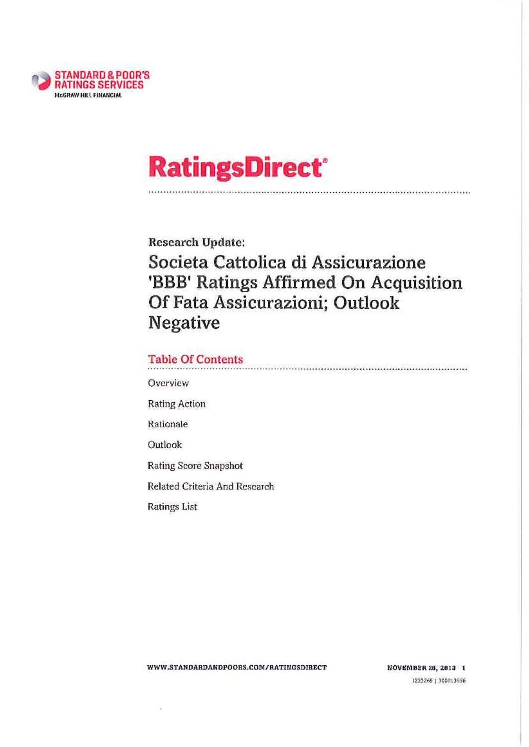# RatingsDirect®

Research Update:

## Societa Cattolica di Assicurazione 'BBB' Ratings Affirmed On Acquisition Of Fata Assicurazioni; Outlook Negative

### Table Of Contents

Overview

Rating Action

Rationale

Outlook

Rating Score Snapshot

Related Criteria And Research

Ratings List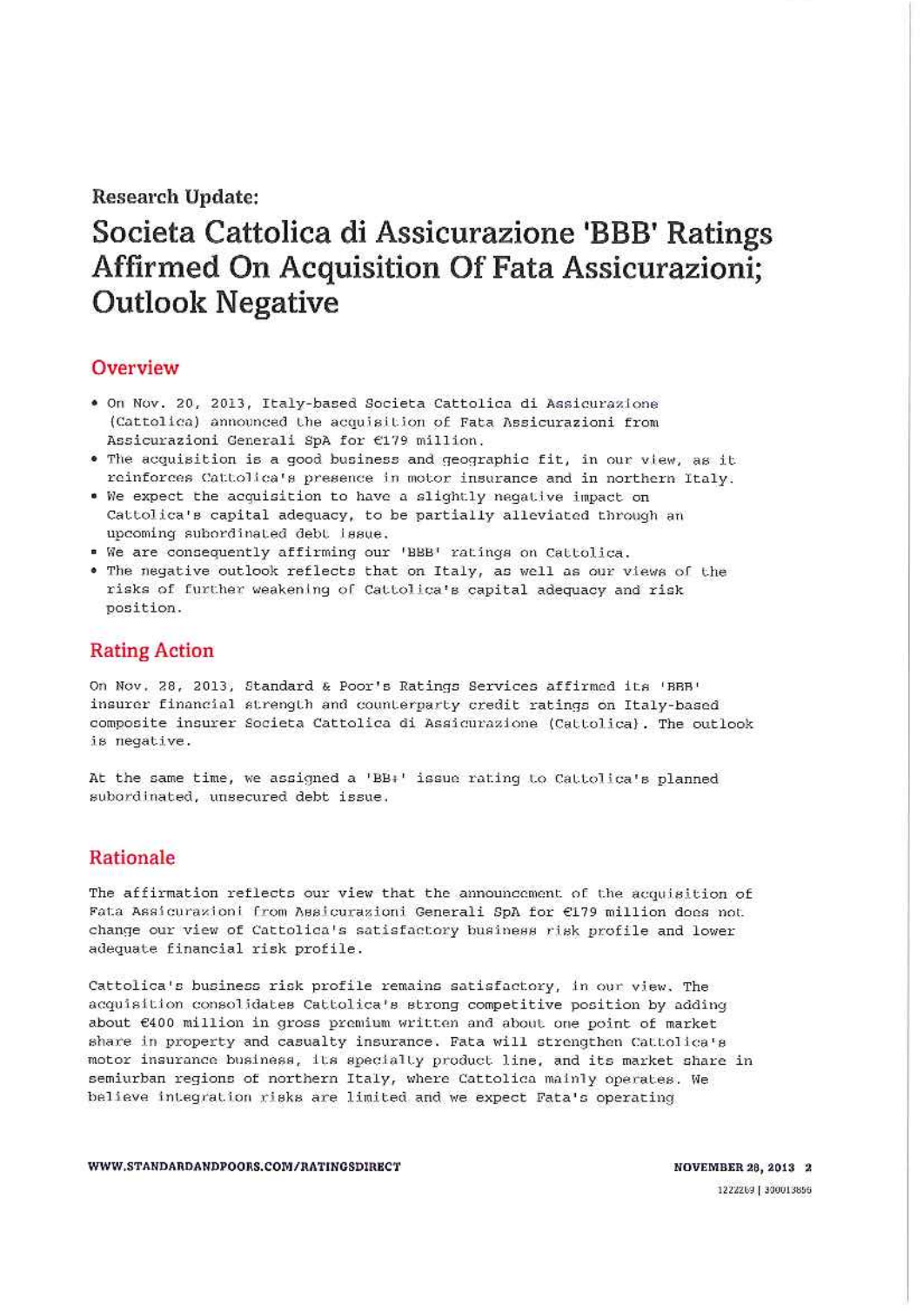**Research Update:**

# Societa Cattolica di Assicurazione 'BBB' Ratings Affirmed On Acquisition Of Fata Assicurazioni; Outlook Negative

## Overview

- On Nov. 20, 2013, Italy-based Societa Cattolica di Assicurazione (Cattolica) announced the acquisition of Fata Assicurazioni from Assicurazioni Generali SpA for €179 million.
- The acquisition is a good business and geographic fit, in our view, as it reinforces Cattolica's presence in motor insurance and in northern Italy.
- We expect the acquisition to have a slightly negative impact on Cattolica's capital adequacy, to be partially alleviated through an upcoming subordinated debt issue.
- We are consequently affirming our 'BBB' ratings on Cattolica.
- The negative outlook reflects that on Italy, as well as our views of the risks of further weakening of Cattolica's capital adequacy and risk position.

## Rating Action

On Nov. 28, 2013, Standard & Poor's Ratings Services affirmed its 'BBB' insurer financial strength and counterparty credit ratings on Italy-based composite insurer Societa Cattolica di Assicurazione (Cattolica). The outlook is negative.

At the same time, we assigned a 'BB+' issue rating to Cattolica's planned subordinated, unsecured debt issue.

## Rationale

The affirmation reflects our view that the announcement of the acquisition of Fata Assicurazioni from Assicurazioni Generali SpA for €179 million does not change our view of Cattolica's satisfactory business risk profile and lower adequate financial risk profile.

Cattolica's business risk profile remains satisfactory, in our view. The acquisition consolidates Cattolica's strong competitive position by adding about €400 million in gross premium written and about one point of market share in property and casualty insurance. Fata will strengthen Cattolica's motor insurance business, its specialty product line, and its market share in semiurban regions of northern Italy, where Cattolica mainly operates. We believe integration risks are limited and we expect Fata's operating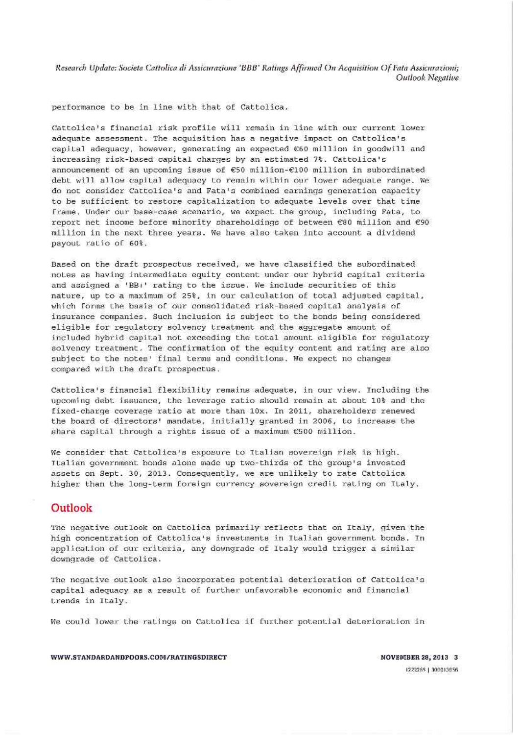performance to be in line with that of Cattolica.

Cattolica's financial risk profile will remain in line with our current lower adequate assessment. The acquisition has a negative impact on Cattolica's capital adequacy, however, generating an expected €60 million in goodwill and increasing risk-based capital charges by an estimated 7%. Cattolica's announcement of an upcoming issue of €50 million-€100 million in subordinated debt will allow capital adequacy to remain within our lower adequate range. We do not consider Cattolica's and Fata's combined earnings generation capacity to be sufficient to restore capitalization to adequate levels over that time frame. Under our base-case scenario, we expect the group, including Fata, to report net income before minority shareholdings of between €80 million and €90 million in the next three years. We have also taken into account a dividend payout ratio of 60%.

Based on the draft prospectus received, we have classified the subordinated notes as having intermediate equity content under our hybrid capital criteria and assigned a 'BB+' rating to the issue. We include securities of this nature, up to a maximum of 25%, in our calculation of total adjusted capital, which forms the basis of our consolidated risk-based capital analysis of insurance companies. Such inclusion is subject to the bonds being considered eligible for regulatory solvency treatment and the aggregate amount of included hybrid capital not exceeding the total amount eligible for regulatory solvency treatment. The confirmation of the equity content and rating are also subject to the notes' final terms and conditions. We expect no changes compared with the draft prospectus.

Cattolica's financial flexibility remains adequate, in our view. Including the upcoming debt issuance, the leverage ratio should remain at about 10% and the fixed-charge coverage ratio at more than 10x. In 2011, shareholders renewed the board of directors' mandate, initially granted in 2006, to increase the share capital through a rights issue of a maximum €500 million.

We consider that Cattolica's exposure to Italian sovereign risk is high. Italian government bonds alone made up two-thirds of the group's invested assets on Sept. 30, 2013. Consequently, we are unlikely to rate Cattolica higher than the long-term foreign currency sovereign credit rating on Italy.

## Outlook

The negative outlook on Cattolica primarily reflects that on Italy, given the high concentration of Cattolica's investments in Italian government bonds. In application of our criteria, any downgrade of Italy would trigger a similar downgrade of Cattolica.

The negative outlook also incorporates potential deterioration of Cattolica's capital adequacy as a result of further unfavorable economic and financial trends in Italy.

We could lower the ratings on Cattolica if further potential deterioration in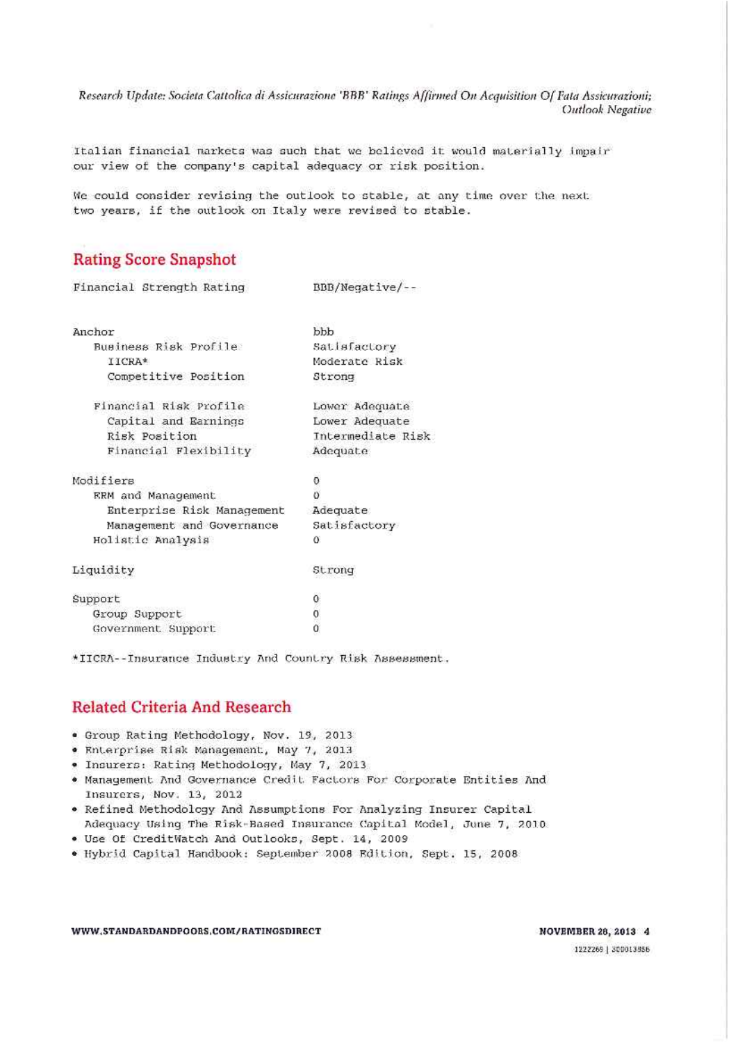Italian financial markets was such that we believed it would materially impair our view of the company's capital adequacy or risk position.

We could consider revising the outlook to stable, at any time over the next two years, if the outlook on Italy were revised to stable.

## Rating Score Snapshot

| | |
|---|---|
| Financial Strength Rating | BBB/Negative/-- |
| | |
| Anchor | bbb |
| Business Risk Profile | Satisfactory |
| IICRA* | Moderate Risk |
| Competitive Position | Strong |
| | |
| Financial Risk Profile | Lower Adequate |
| Capital and Earnings | Lower Adequate |
| Risk Position | Intermediate Risk |
| Financial Flexibility | Adequate |
| | |
| Modifiers | 0 |
| ERM and Management | 0 |
| Enterprise Risk Management | Adequate |
| Management and Governance | Satisfactory |
| Holistic Analysis | 0 |
| | |
| Liquidity | Strong |
| | |
| Support | 0 |
| Group Support | 0 |
| Government Support | 0 |

*IICRA--Insurance Industry And Country Risk Assessment.

## Related Criteria And Research

- Group Rating Methodology, Nov. 19, 2013
- Enterprise Risk Management, May 7, 2013
- Insurers: Rating Methodology, May 7, 2013
- Management And Governance Credit Factors For Corporate Entities And Insurers, Nov. 13, 2012
- Refined Methodology And Assumptions For Analyzing Insurer Capital Adequacy Using The Risk-Based Insurance Capital Model, June 7, 2010
- Use Of CreditWatch And Outlooks, Sept. 14, 2009
- Hybrid Capital Handbook: September 2008 Edition, Sept. 15, 2008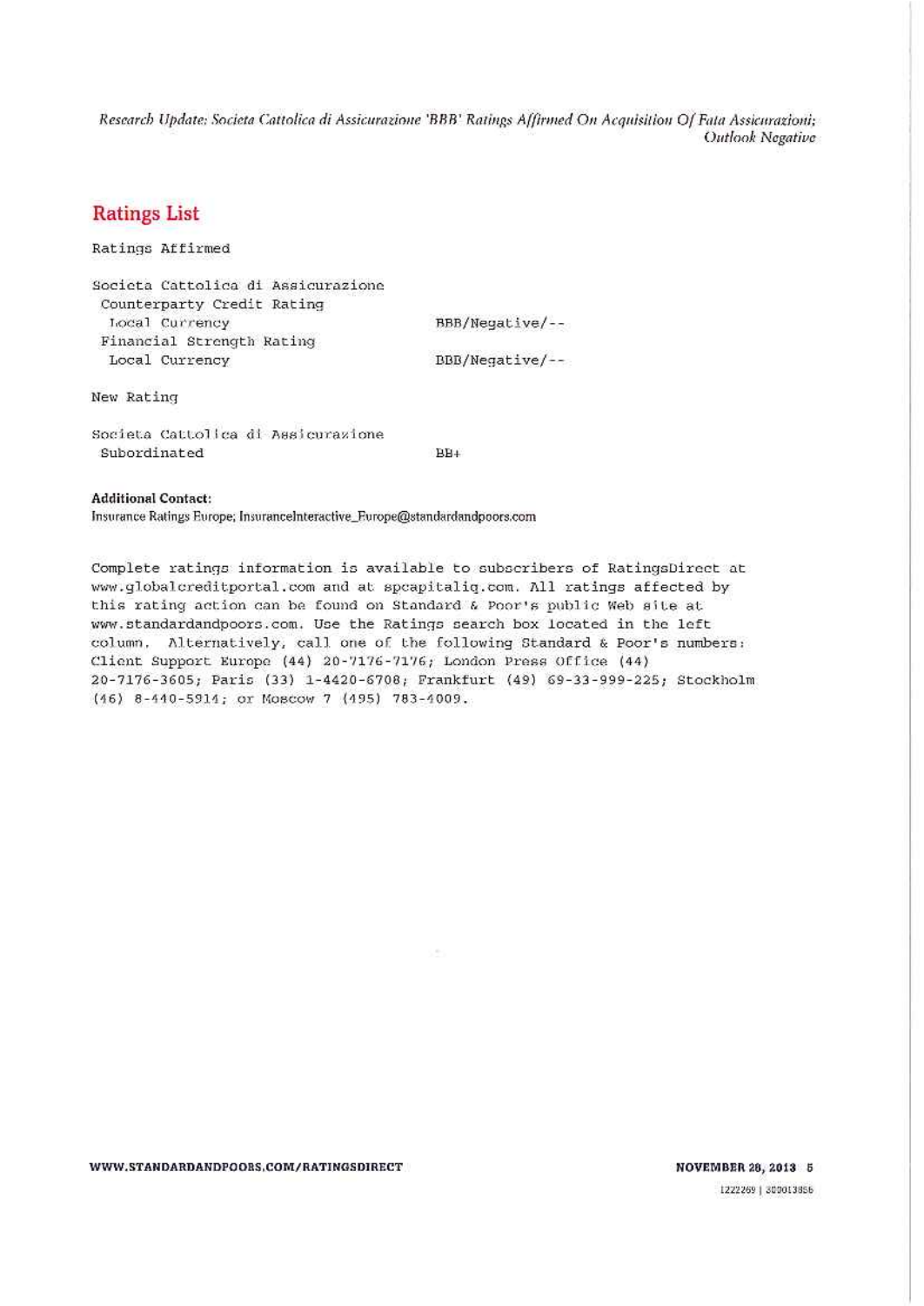## Ratings List

Ratings Affirmed

| | |
|---|---|
| Societa Cattolica di Assicurazione | |
| Counterparty Credit Rating | |
| Local Currency | BBB/Negative/-- |
| Financial Strength Rating | |
| Local Currency | BBB/Negative/-- |

New Rating

| | |
|---|---|
| Societa Cattolica di Assicurazione | |
| Subordinated | BB+ |

**Additional Contact:**
Insurance Ratings Europe; InsuranceInteractive_Europe@standardandpoors.com

Complete ratings information is available to subscribers of RatingsDirect at www.globalcreditportal.com and at spcapitaliq.com. All ratings affected by this rating action can be found on Standard & Poor's public Web site at www.standardandpoors.com. Use the Ratings search box located in the left column. Alternatively, call one of the following Standard & Poor's numbers: Client Support Europe (44) 20-7176-7176; London Press Office (44) 20-7176-3605; Paris (33) 1-4420-6708; Frankfurt (49) 69-33-999-225; Stockholm (46) 8-440-5914; or Moscow 7 (495) 783-4009.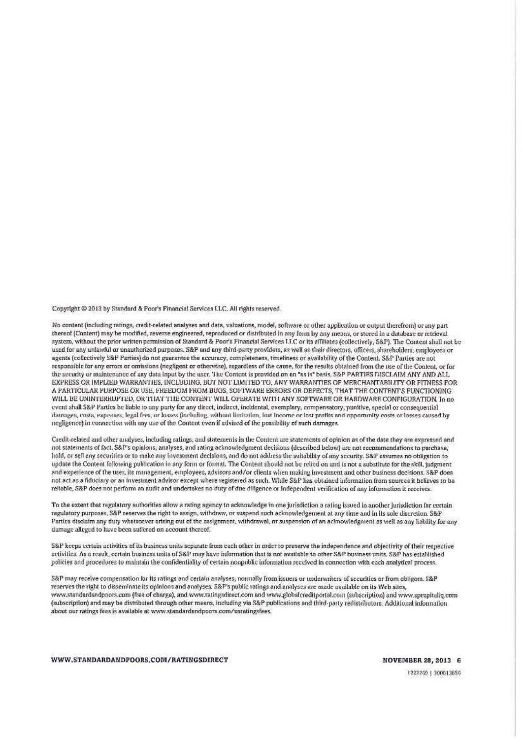Copyright © 2013 by Standard & Poor's Financial Services LLC. All rights reserved.

No content (including ratings, credit-related analyses and data, valuations, model, software or other application or output therefrom) or any part thereof (Content) may be modified, reverse engineered, reproduced or distributed in any form by any means, or stored in a database or retrieval system, without the prior written permission of Standard & Poor's Financial Services LLC or its affiliates (collectively, S&P). The Content shall not be used for any unlawful or unauthorized purposes. S&P and any third-party providers, as well as their directors, officers, shareholders, employees or agents (collectively S&P Parties) do not guarantee the accuracy, completeness, timeliness or availability of the Content. S&P Parties are not responsible for any errors or omissions (negligent or otherwise), regardless of the cause, for the results obtained from the use of the Content, or for the security or maintenance of any data input by the user. The Content is provided on an "as is" basis. S&P PARTIES DISCLAIM ANY AND ALL EXPRESS OR IMPLIED WARRANTIES, INCLUDING, BUT NOT LIMITED TO, ANY WARRANTIES OF MERCHANTABILITY OR FITNESS FOR A PARTICULAR PURPOSE OR USE, FREEDOM FROM BUGS, SOFTWARE ERRORS OR DEFECTS, THAT THE CONTENT'S FUNCTIONING WILL BE UNINTERRUPTED, OR THAT THE CONTENT WILL OPERATE WITH ANY SOFTWARE OR HARDWARE CONFIGURATION. In no event shall S&P Parties be liable to any party for any direct, indirect, incidental, exemplary, compensatory, punitive, special or consequential damages, costs, expenses, legal fees, or losses (including, without limitation, lost income or lost profits and opportunity costs or losses caused by negligence) in connection with any use of the Content even if advised of the possibility of such damages.

Credit-related and other analyses, including ratings, and statements in the Content are statements of opinion as of the date they are expressed and not statements of fact. S&P's opinions, analyses, and rating acknowledgment decisions (described below) are not recommendations to purchase, hold, or sell any securities or to make any investment decisions, and do not address the suitability of any security. S&P assumes no obligation to update the Content following publication in any form or format. The Content should not be relied on and is not a substitute for the skill, judgment and experience of the user, its management, employees, advisors and/or clients when making investment and other business decisions. S&P does not act as a fiduciary or an investment advisor except where registered as such. While S&P has obtained information from sources it believes to be reliable, S&P does not perform an audit and undertakes no duty of due diligence or independent verification of any information it receives.

To the extent that regulatory authorities allow a rating agency to acknowledge in one jurisdiction a rating issued in another jurisdiction for certain regulatory purposes, S&P reserves the right to assign, withdraw, or suspend such acknowledgement at any time and in its sole discretion. S&P Parties disclaim any duty whatsoever arising out of the assignment, withdrawal, or suspension of an acknowledgment as well as any liability for any damage alleged to have been suffered on account thereof.

S&P keeps certain activities of its business units separate from each other in order to preserve the independence and objectivity of their respective activities. As a result, certain business units of S&P may have information that is not available to other S&P business units. S&P has established policies and procedures to maintain the confidentiality of certain nonpublic information received in connection with each analytical process.

S&P may receive compensation for its ratings and certain analyses, normally from issuers or underwriters of securities or from obligors. S&P reserves the right to disseminate its opinions and analyses. S&P's public ratings and analyses are made available on its Web sites, www.standardandpoors.com (free of charge), and www.ratingsdirect.com and www.globalcreditportal.com (subscription) and www.spcapitaliq.com (subscription) and may be distributed through other means, including via S&P publications and third-party redistributors. Additional information about our ratings fees is available at www.standardandpoors.com/usratingsfees.